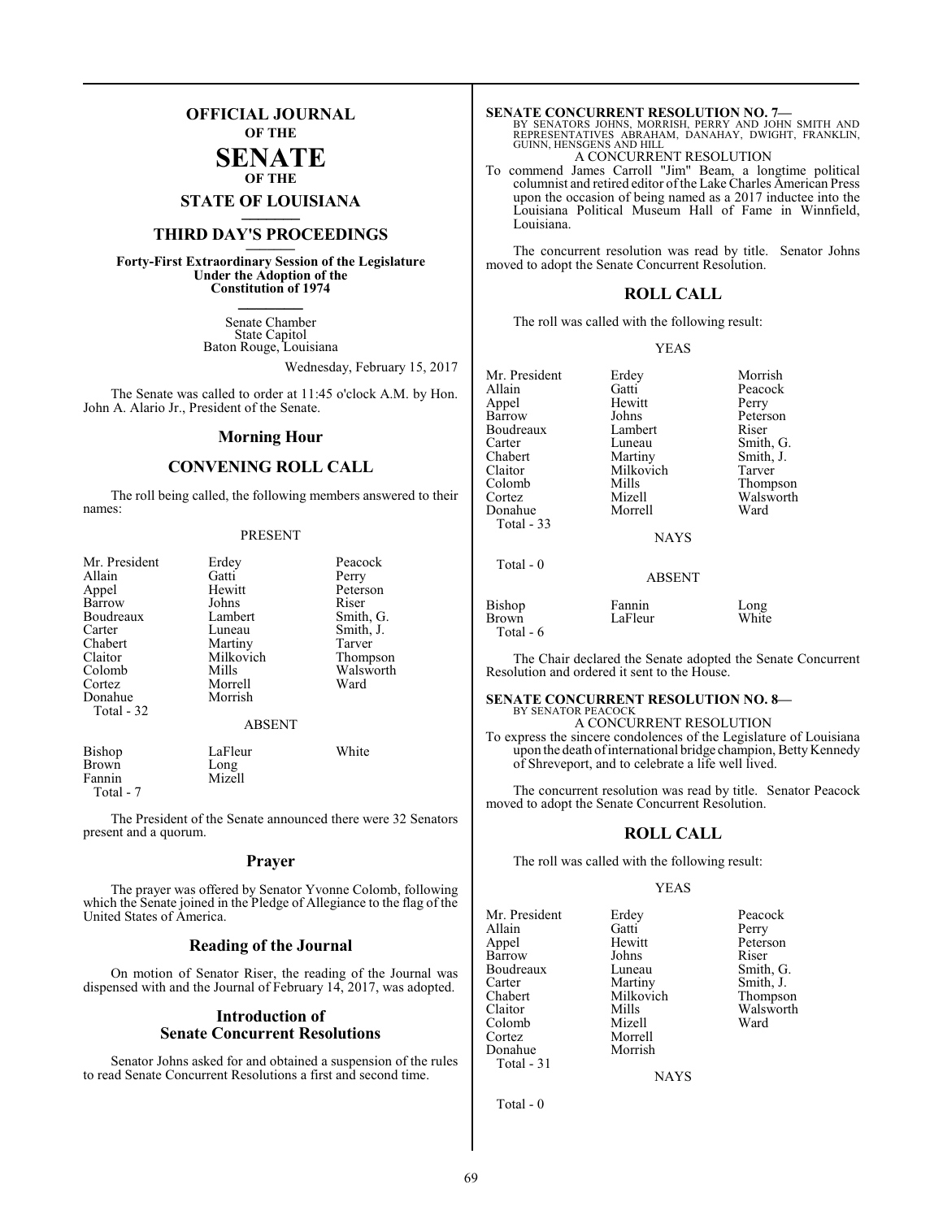# OFFICIAL JOURNAL
## OF THE
# SENATE
## OF THE
# STATE OF LOUISIANA

## THIRD DAY'S PROCEEDINGS

**Forty-First Extraordinary Session of the Legislature Under the Adoption of the Constitution of 1974**

Senate Chamber
State Capitol
Baton Rouge, Louisiana

Wednesday, February 15, 2017

The Senate was called to order at 11:45 o'clock A.M. by Hon. John A. Alario Jr., President of the Senate.

## Morning Hour

## CONVENING ROLL CALL

The roll being called, the following members answered to their names:

PRESENT

| | | |
|---|---|---|
| Mr. President | Erdey | Peacock |
| Allain | Gatti | Perry |
| Appel | Hewitt | Peterson |
| Barrow | Johns | Riser |
| Boudreaux | Lambert | Smith, G. |
| Carter | Luneau | Smith, J. |
| Chabert | Martiny | Tarver |
| Claitor | Milkovich | Thompson |
| Colomb | Mills | Walsworth |
| Cortez | Morrell | Ward |
| Donahue | Morrish | |
| Total - 32 | | |

ABSENT

| | | |
|---|---|---|
| Bishop | LaFleur | White |
| Brown | Long | |
| Fannin | Mizell | |
| Total - 7 | | |

The President of the Senate announced there were 32 Senators present and a quorum.

## Prayer

The prayer was offered by Senator Yvonne Colomb, following which the Senate joined in the Pledge of Allegiance to the flag of the United States of America.

## Reading of the Journal

On motion of Senator Riser, the reading of the Journal was dispensed with and the Journal of February 14, 2017, was adopted.

## Introduction of Senate Concurrent Resolutions

Senator Johns asked for and obtained a suspension of the rules to read Senate Concurrent Resolutions a first and second time.

**SENATE CONCURRENT RESOLUTION NO. 7—**
BY SENATORS JOHNS, MORRISH, PERRY AND JOHN SMITH AND REPRESENTATIVES ABRAHAM, DANAHAY, DWIGHT, FRANKLIN, GUINN, HENSGENS AND HILL

A CONCURRENT RESOLUTION

To commend James Carroll "Jim" Beam, a longtime political columnist and retired editor of the Lake Charles American Press upon the occasion of being named as a 2017 inductee into the Louisiana Political Museum Hall of Fame in Winnfield, Louisiana.

The concurrent resolution was read by title. Senator Johns moved to adopt the Senate Concurrent Resolution.

## ROLL CALL

The roll was called with the following result:

YEAS

| | | |
|---|---|---|
| Mr. President | Erdey | Morrish |
| Allain | Gatti | Peacock |
| Appel | Hewitt | Perry |
| Barrow | Johns | Peterson |
| Boudreaux | Lambert | Riser |
| Carter | Luneau | Smith, G. |
| Chabert | Martiny | Smith, J. |
| Claitor | Milkovich | Tarver |
| Colomb | Mills | Thompson |
| Cortez | Mizell | Walsworth |
| Donahue | Morrell | Ward |
| Total - 33 | | |

NAYS

Total - 0

ABSENT

| | | |
|---|---|---|
| Bishop | Fannin | Long |
| Brown | LaFleur | White |
| Total - 6 | | |

The Chair declared the Senate adopted the Senate Concurrent Resolution and ordered it sent to the House.

**SENATE CONCURRENT RESOLUTION NO. 8—**
BY SENATOR PEACOCK

A CONCURRENT RESOLUTION

To express the sincere condolences of the Legislature of Louisiana upon the death of international bridge champion, Betty Kennedy of Shreveport, and to celebrate a life well lived.

The concurrent resolution was read by title. Senator Peacock moved to adopt the Senate Concurrent Resolution.

## ROLL CALL

The roll was called with the following result:

YEAS

| | | |
|---|---|---|
| Mr. President | Erdey | Peacock |
| Allain | Gatti | Perry |
| Appel | Hewitt | Peterson |
| Barrow | Johns | Riser |
| Boudreaux | Luneau | Smith, G. |
| Carter | Martiny | Smith, J. |
| Chabert | Milkovich | Thompson |
| Claitor | Mills | Walsworth |
| Colomb | Mizell | Ward |
| Cortez | Morrell | |
| Donahue | Morrish | |
| Total - 31 | | |

NAYS

Total - 0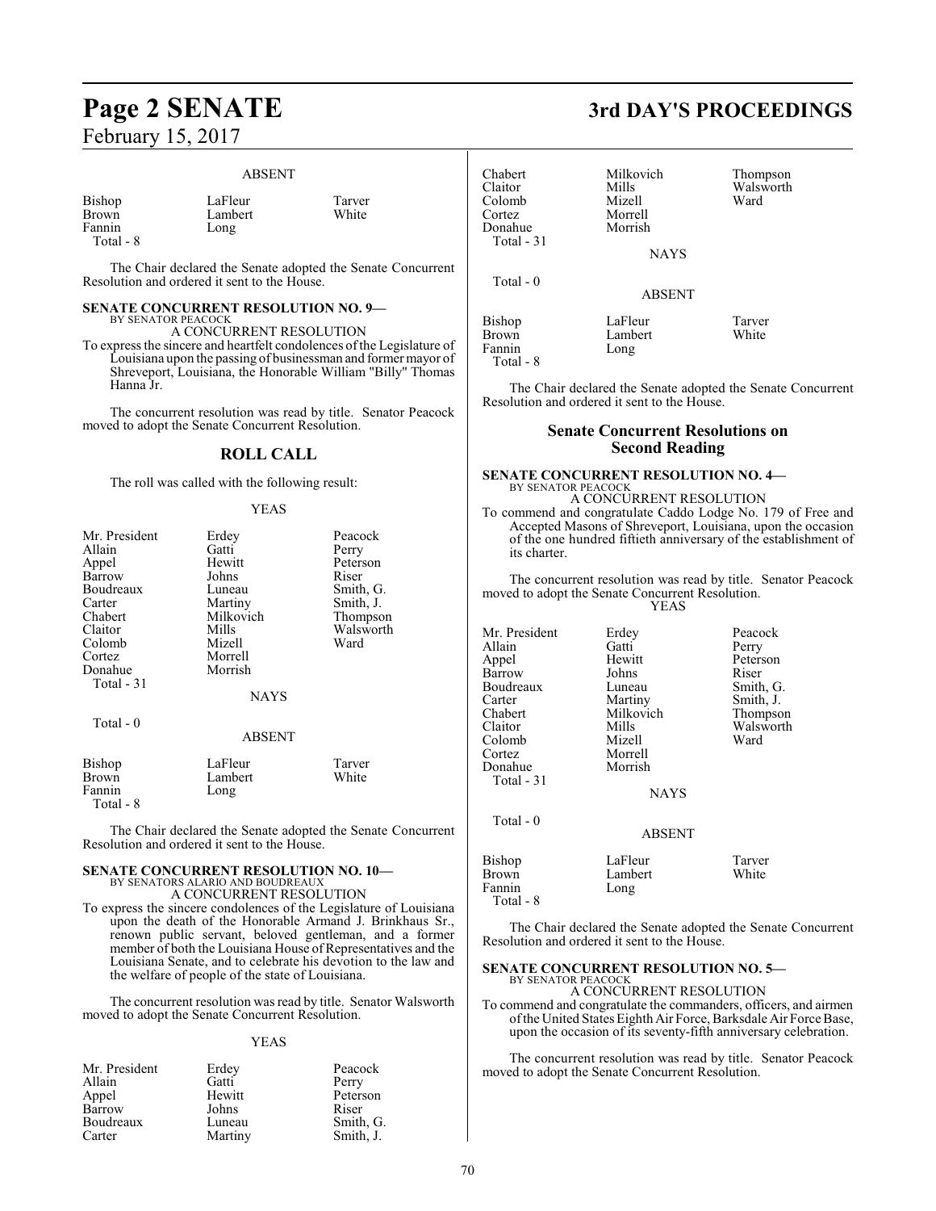ABSENT

| | | |
|---|---|---|
| Bishop | LaFleur | Tarver |
| Brown | Lambert | White |
| Fannin | Long | |
| Total - 8 | | |

The Chair declared the Senate adopted the Senate Concurrent Resolution and ordered it sent to the House.

**SENATE CONCURRENT RESOLUTION NO. 9—**
BY SENATOR PEACOCK

A CONCURRENT RESOLUTION

To express the sincere and heartfelt condolences of the Legislature of Louisiana upon the passing of businessman and former mayor of Shreveport, Louisiana, the Honorable William "Billy" Thomas Hanna Jr.

The concurrent resolution was read by title. Senator Peacock moved to adopt the Senate Concurrent Resolution.

## ROLL CALL

The roll was called with the following result:

YEAS

| | | |
|---|---|---|
| Mr. President | Erdey | Peacock |
| Allain | Gatti | Perry |
| Appel | Hewitt | Peterson |
| Barrow | Johns | Riser |
| Boudreaux | Luneau | Smith, G. |
| Carter | Martiny | Smith, J. |
| Chabert | Milkovich | Thompson |
| Claitor | Mills | Walsworth |
| Colomb | Mizell | Ward |
| Cortez | Morrell | |
| Donahue | Morrish | |
| Total - 31 | | |

NAYS

Total - 0

ABSENT

| | | |
|---|---|---|
| Bishop | LaFleur | Tarver |
| Brown | Lambert | White |
| Fannin | Long | |
| Total - 8 | | |

The Chair declared the Senate adopted the Senate Concurrent Resolution and ordered it sent to the House.

**SENATE CONCURRENT RESOLUTION NO. 10—**
BY SENATORS ALARIO AND BOUDREAUX

A CONCURRENT RESOLUTION

To express the sincere condolences of the Legislature of Louisiana upon the death of the Honorable Armand J. Brinkhaus Sr., renown public servant, beloved gentleman, and a former member of both the Louisiana House of Representatives and the Louisiana Senate, and to celebrate his devotion to the law and the welfare of people of the state of Louisiana.

The concurrent resolution was read by title. Senator Walsworth moved to adopt the Senate Concurrent Resolution.

YEAS

| | | |
|---|---|---|
| Mr. President | Erdey | Peacock |
| Allain | Gatti | Perry |
| Appel | Hewitt | Peterson |
| Barrow | Johns | Riser |
| Boudreaux | Luneau | Smith, G. |
| Carter | Martiny | Smith, J. |
| Chabert | Milkovich | Thompson |
| Claitor | Mills | Walsworth |
| Colomb | Mizell | Ward |
| Cortez | Morrell | |
| Donahue | Morrish | |
| Total - 31 | | |

NAYS

Total - 0

ABSENT

| | | |
|---|---|---|
| Bishop | LaFleur | Tarver |
| Brown | Lambert | White |
| Fannin | Long | |
| Total - 8 | | |

The Chair declared the Senate adopted the Senate Concurrent Resolution and ordered it sent to the House.

## Senate Concurrent Resolutions on Second Reading

**SENATE CONCURRENT RESOLUTION NO. 4—**
BY SENATOR PEACOCK

A CONCURRENT RESOLUTION

To commend and congratulate Caddo Lodge No. 179 of Free and Accepted Masons of Shreveport, Louisiana, upon the occasion of the one hundred fiftieth anniversary of the establishment of its charter.

The concurrent resolution was read by title. Senator Peacock moved to adopt the Senate Concurrent Resolution.

YEAS

| | | |
|---|---|---|
| Mr. President | Erdey | Peacock |
| Allain | Gatti | Perry |
| Appel | Hewitt | Peterson |
| Barrow | Johns | Riser |
| Boudreaux | Luneau | Smith, G. |
| Carter | Martiny | Smith, J. |
| Chabert | Milkovich | Thompson |
| Claitor | Mills | Walsworth |
| Colomb | Mizell | Ward |
| Cortez | Morrell | |
| Donahue | Morrish | |
| Total - 31 | | |

NAYS

Total - 0

ABSENT

| | | |
|---|---|---|
| Bishop | LaFleur | Tarver |
| Brown | Lambert | White |
| Fannin | Long | |
| Total - 8 | | |

The Chair declared the Senate adopted the Senate Concurrent Resolution and ordered it sent to the House.

**SENATE CONCURRENT RESOLUTION NO. 5—**
BY SENATOR PEACOCK

A CONCURRENT RESOLUTION

To commend and congratulate the commanders, officers, and airmen of the United States Eighth Air Force, Barksdale Air Force Base, upon the occasion of its seventy-fifth anniversary celebration.

The concurrent resolution was read by title. Senator Peacock moved to adopt the Senate Concurrent Resolution.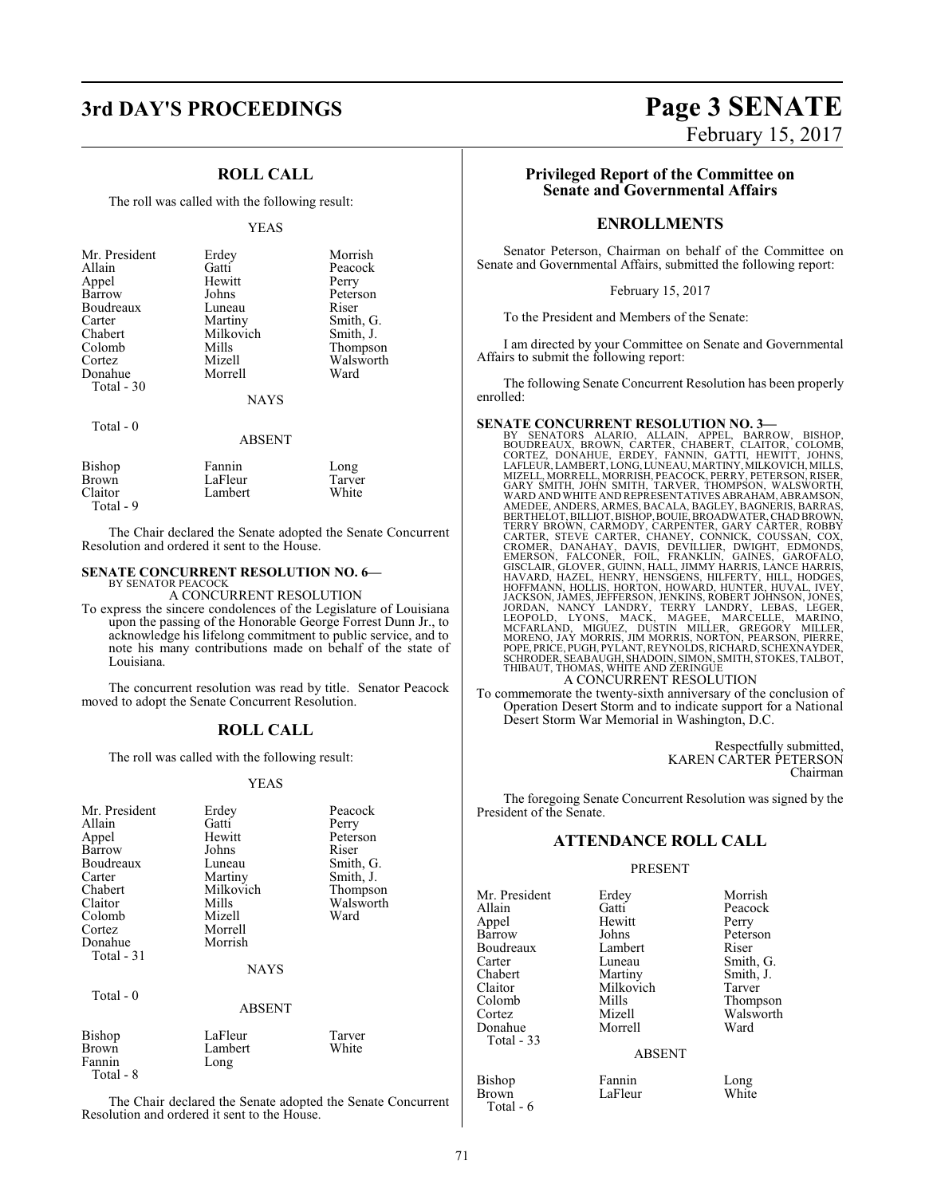## ROLL CALL

The roll was called with the following result:

YEAS

| | | |
|---|---|---|
| Mr. President | Erdey | Morrish |
| Allain | Gatti | Peacock |
| Appel | Hewitt | Perry |
| Barrow | Johns | Peterson |
| Boudreaux | Luneau | Riser |
| Carter | Martiny | Smith, G. |
| Chabert | Milkovich | Smith, J. |
| Colomb | Mills | Thompson |
| Cortez | Mizell | Walsworth |
| Donahue | Morrell | Ward |
| Total - 30 | | |

NAYS

Total - 0

ABSENT

| | | |
|---|---|---|
| Bishop | Fannin | Long |
| Brown | LaFleur | Tarver |
| Claitor | Lambert | White |
| Total - 9 | | |

The Chair declared the Senate adopted the Senate Concurrent Resolution and ordered it sent to the House.

**SENATE CONCURRENT RESOLUTION NO. 6—**
BY SENATOR PEACOCK

A CONCURRENT RESOLUTION

To express the sincere condolences of the Legislature of Louisiana upon the passing of the Honorable George Forrest Dunn Jr., to acknowledge his lifelong commitment to public service, and to note his many contributions made on behalf of the state of Louisiana.

The concurrent resolution was read by title. Senator Peacock moved to adopt the Senate Concurrent Resolution.

## ROLL CALL

The roll was called with the following result:

YEAS

| | | |
|---|---|---|
| Mr. President | Erdey | Peacock |
| Allain | Gatti | Perry |
| Appel | Hewitt | Peterson |
| Barrow | Johns | Riser |
| Boudreaux | Luneau | Smith, G. |
| Carter | Martiny | Smith, J. |
| Chabert | Milkovich | Thompson |
| Claitor | Mills | Walsworth |
| Colomb | Mizell | Ward |
| Cortez | Morrell | |
| Donahue | Morrish | |
| Total - 31 | | |

NAYS

Total - 0

ABSENT

| | | |
|---|---|---|
| Bishop | LaFleur | Tarver |
| Brown | Lambert | White |
| Fannin | Long | |
| Total - 8 | | |

The Chair declared the Senate adopted the Senate Concurrent Resolution and ordered it sent to the House.

## Privileged Report of the Committee on Senate and Governmental Affairs

## ENROLLMENTS

Senator Peterson, Chairman on behalf of the Committee on Senate and Governmental Affairs, submitted the following report:

February 15, 2017

To the President and Members of the Senate:

I am directed by your Committee on Senate and Governmental Affairs to submit the following report:

The following Senate Concurrent Resolution has been properly enrolled:

**SENATE CONCURRENT RESOLUTION NO. 3—**
BY SENATORS ALARIO, ALLAIN, APPEL, BARROW, BISHOP, BOUDREAUX, BROWN, CARTER, CHABERT, CLAITOR, COLOMB, CORTEZ, DONAHUE, ERDEY, FANNIN, GATTI, HEWITT, JOHNS, LAFLEUR, LAMBERT, LONG, LUNEAU, MARTINY, MILKOVICH, MILLS, MIZELL, MORRELL, MORRISH, PEACOCK, PERRY, PETERSON, RISER, GARY SMITH, JOHN SMITH, TARVER, THOMPSON, WALSWORTH, WARD AND WHITE AND REPRESENTATIVES ABRAHAM, ABRAMSON, AMEDEE, ANDERS, ARMES, BACALA, BAGLEY, BAGNERIS, BARRAS, BERTHELOT, BILLIOT, BISHOP, BOUIE, BROADWATER, CHAD BROWN, TERRY BROWN, CARMODY, CARPENTER, GARY CARTER, ROBBY CARTER, STEVE CARTER, CHANEY, CONNICK, COUSSAN, COX, CROMER, DANAHAY, DAVIS, DEVILLIER, DWIGHT, EDMONDS, EMERSON, FALCONER, FOIL, FRANKLIN, GAINES, GAROFALO, GISCLAIR, GLOVER, GUINN, HALL, JIMMY HARRIS, LANCE HARRIS, HAVARD, HAZEL, HENRY, HENSGENS, HILFERTY, HILL, HODGES, HOFFMANN, HOLLIS, HORTON, HOWARD, HUNTER, HUVAL, IVEY, JACKSON, JAMES, JEFFERSON, JENKINS, ROBERT JOHNSON, JONES, JORDAN, NANCY LANDRY, TERRY LANDRY, LEBAS, LEGER, LEOPOLD, LYONS, MACK, MAGEE, MARCELLE, MARINO, MCFARLAND, MIGUEZ, DUSTIN MILLER, GREGORY MILLER, MORENO, JAY MORRIS, JIM MORRIS, NORTON, PEARSON, PIERRE, POPE, PRICE, PUGH, PYLANT, REYNOLDS, RICHARD, SCHEXNAYDER, SCHRODER, SEABAUGH, SHADOIN, SIMON, SMITH, STOKES, TALBOT, THIBAUT, THOMAS, WHITE AND ZERINGUE

A CONCURRENT RESOLUTION

To commemorate the twenty-sixth anniversary of the conclusion of Operation Desert Storm and to indicate support for a National Desert Storm War Memorial in Washington, D.C.

Respectfully submitted,
KAREN CARTER PETERSON
Chairman

The foregoing Senate Concurrent Resolution was signed by the President of the Senate.

## ATTENDANCE ROLL CALL

PRESENT

| | | |
|---|---|---|
| Mr. President | Erdey | Morrish |
| Allain | Gatti | Peacock |
| Appel | Hewitt | Perry |
| Barrow | Johns | Peterson |
| Boudreaux | Lambert | Riser |
| Carter | Luneau | Smith, G. |
| Chabert | Martiny | Smith, J. |
| Claitor | Milkovich | Tarver |
| Colomb | Mills | Thompson |
| Cortez | Mizell | Walsworth |
| Donahue | Morrell | Ward |
| Total - 33 | | |

ABSENT

| | | |
|---|---|---|
| Bishop | Fannin | Long |
| Brown | LaFleur | White |
| Total - 6 | | |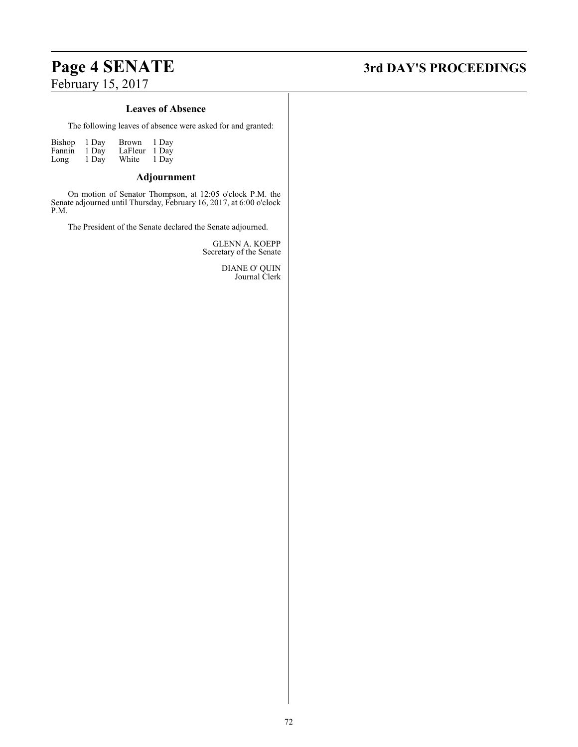### Leaves of Absence

The following leaves of absence were asked for and granted:

| | | | |
|---|---|---|---|
| Bishop | 1 Day | Brown | 1 Day |
| Fannin | 1 Day | LaFleur | 1 Day |
| Long | 1 Day | White | 1 Day |

### Adjournment

On motion of Senator Thompson, at 12:05 o'clock P.M. the Senate adjourned until Thursday, February 16, 2017, at 6:00 o'clock P.M.

The President of the Senate declared the Senate adjourned.

GLENN A. KOEPP
Secretary of the Senate

DIANE O' QUIN
Journal Clerk